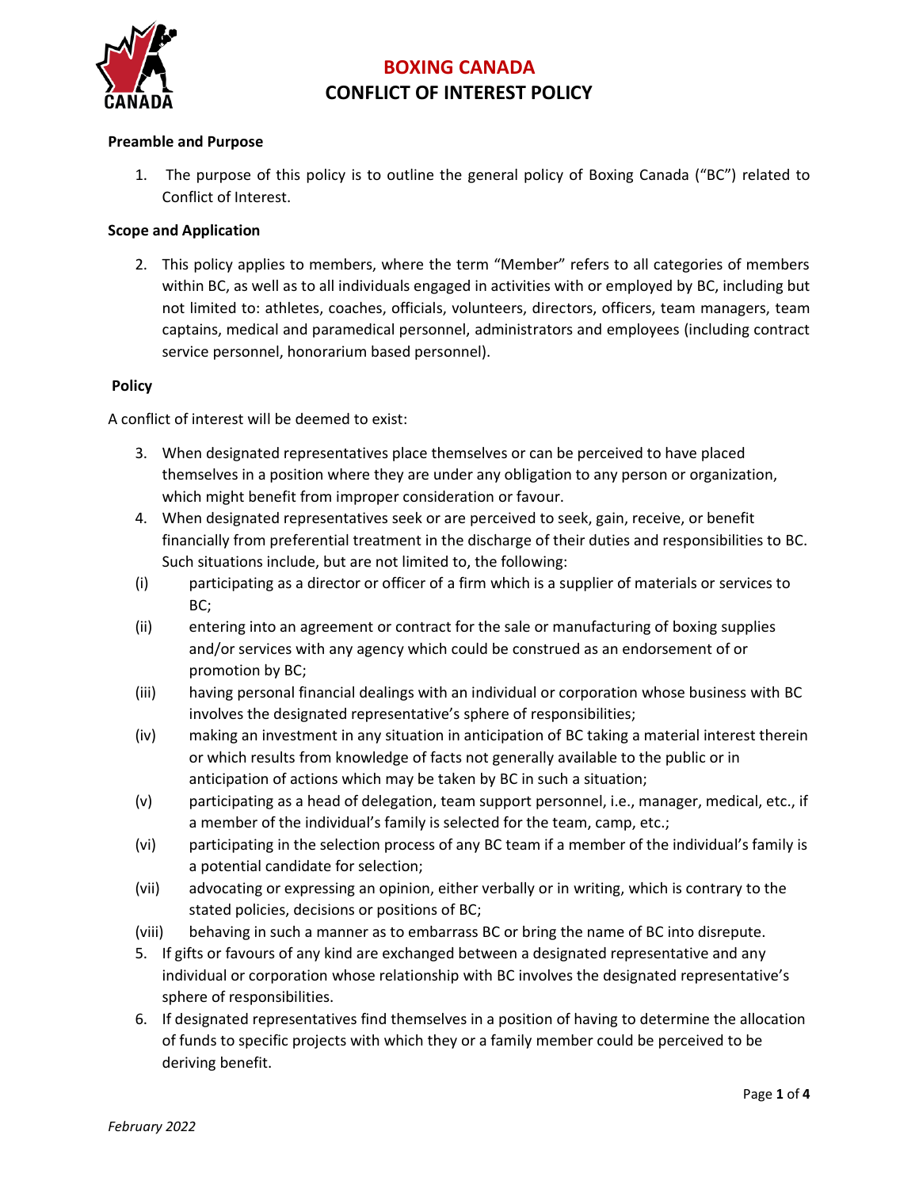# BOXING CANADA
## CONFLICT OF INTEREST POLICY

**Preamble and Purpose**

1. The purpose of this policy is to outline the general policy of Boxing Canada ("BC") related to Conflict of Interest.

**Scope and Application**

2. This policy applies to members, where the term "Member" refers to all categories of members within BC, as well as to all individuals engaged in activities with or employed by BC, including but not limited to: athletes, coaches, officials, volunteers, directors, officers, team managers, team captains, medical and paramedical personnel, administrators and employees (including contract service personnel, honorarium based personnel).

**Policy**

A conflict of interest will be deemed to exist:

3. When designated representatives place themselves or can be perceived to have placed themselves in a position where they are under any obligation to any person or organization, which might benefit from improper consideration or favour.
4. When designated representatives seek or are perceived to seek, gain, receive, or benefit financially from preferential treatment in the discharge of their duties and responsibilities to BC. Such situations include, but are not limited to, the following:

(i) participating as a director or officer of a firm which is a supplier of materials or services to BC;

(ii) entering into an agreement or contract for the sale or manufacturing of boxing supplies and/or services with any agency which could be construed as an endorsement of or promotion by BC;

(iii) having personal financial dealings with an individual or corporation whose business with BC involves the designated representative's sphere of responsibilities;

(iv) making an investment in any situation in anticipation of BC taking a material interest therein or which results from knowledge of facts not generally available to the public or in anticipation of actions which may be taken by BC in such a situation;

(v) participating as a head of delegation, team support personnel, i.e., manager, medical, etc., if a member of the individual's family is selected for the team, camp, etc.;

(vi) participating in the selection process of any BC team if a member of the individual's family is a potential candidate for selection;

(vii) advocating or expressing an opinion, either verbally or in writing, which is contrary to the stated policies, decisions or positions of BC;

(viii) behaving in such a manner as to embarrass BC or bring the name of BC into disrepute.

5. If gifts or favours of any kind are exchanged between a designated representative and any individual or corporation whose relationship with BC involves the designated representative's sphere of responsibilities.
6. If designated representatives find themselves in a position of having to determine the allocation of funds to specific projects with which they or a family member could be perceived to be deriving benefit.

*February 2022*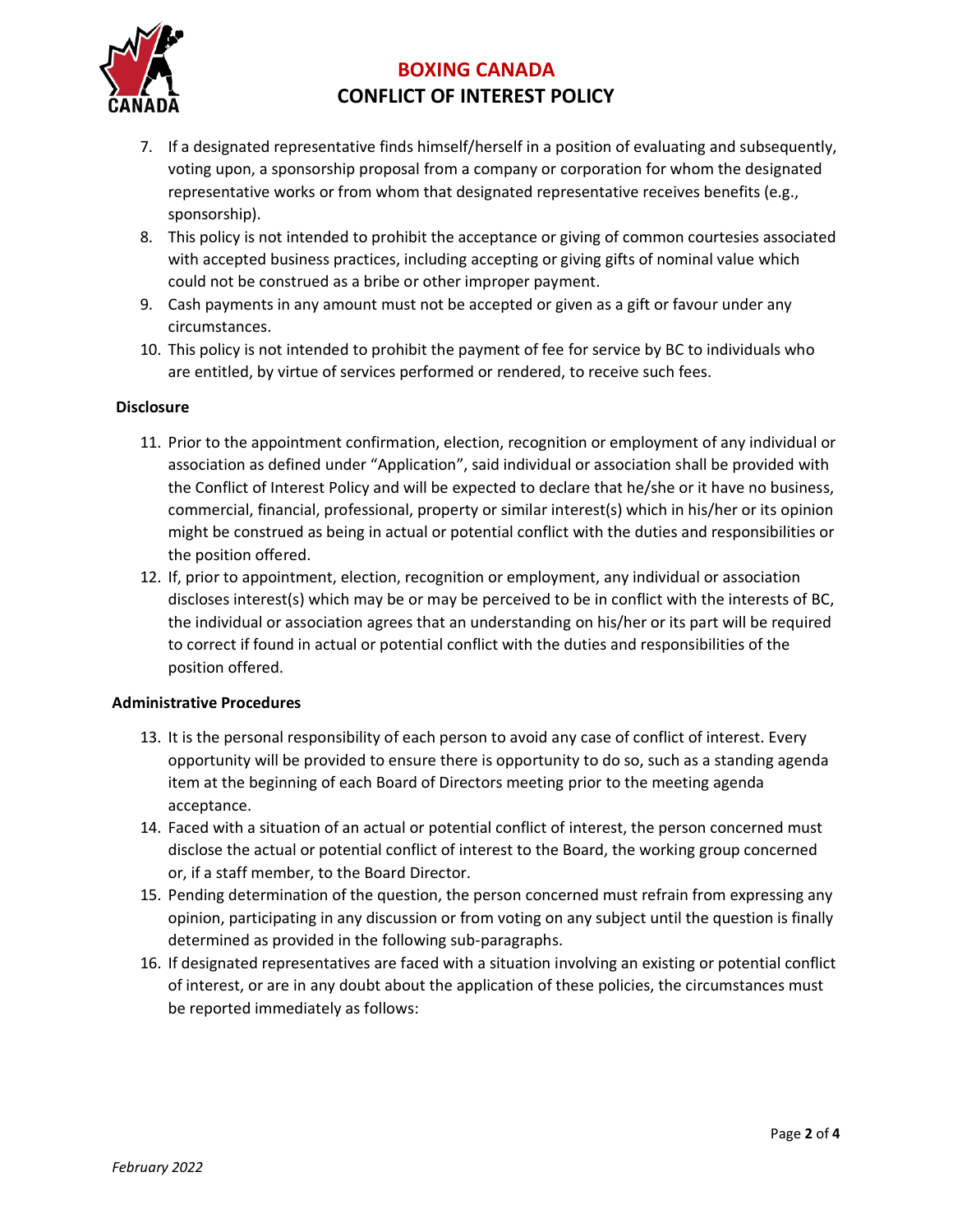7. If a designated representative finds himself/herself in a position of evaluating and subsequently, voting upon, a sponsorship proposal from a company or corporation for whom the designated representative works or from whom that designated representative receives benefits (e.g., sponsorship).
8. This policy is not intended to prohibit the acceptance or giving of common courtesies associated with accepted business practices, including accepting or giving gifts of nominal value which could not be construed as a bribe or other improper payment.
9. Cash payments in any amount must not be accepted or given as a gift or favour under any circumstances.
10. This policy is not intended to prohibit the payment of fee for service by BC to individuals who are entitled, by virtue of services performed or rendered, to receive such fees.

**Disclosure**

11. Prior to the appointment confirmation, election, recognition or employment of any individual or association as defined under "Application", said individual or association shall be provided with the Conflict of Interest Policy and will be expected to declare that he/she or it have no business, commercial, financial, professional, property or similar interest(s) which in his/her or its opinion might be construed as being in actual or potential conflict with the duties and responsibilities or the position offered.
12. If, prior to appointment, election, recognition or employment, any individual or association discloses interest(s) which may be or may be perceived to be in conflict with the interests of BC, the individual or association agrees that an understanding on his/her or its part will be required to correct if found in actual or potential conflict with the duties and responsibilities of the position offered.

**Administrative Procedures**

13. It is the personal responsibility of each person to avoid any case of conflict of interest. Every opportunity will be provided to ensure there is opportunity to do so, such as a standing agenda item at the beginning of each Board of Directors meeting prior to the meeting agenda acceptance.
14. Faced with a situation of an actual or potential conflict of interest, the person concerned must disclose the actual or potential conflict of interest to the Board, the working group concerned or, if a staff member, to the Board Director.
15. Pending determination of the question, the person concerned must refrain from expressing any opinion, participating in any discussion or from voting on any subject until the question is finally determined as provided in the following sub-paragraphs.
16. If designated representatives are faced with a situation involving an existing or potential conflict of interest, or are in any doubt about the application of these policies, the circumstances must be reported immediately as follows: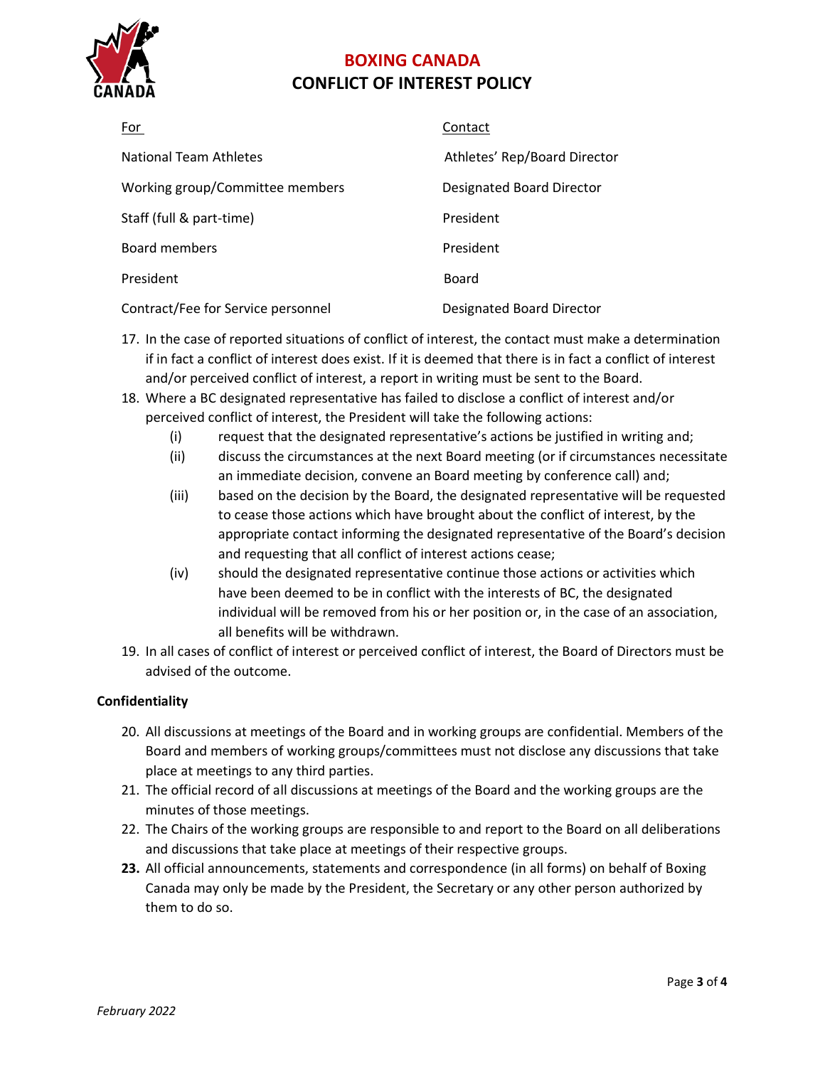# BOXING CANADA
## CONFLICT OF INTEREST POLICY

| For | Contact |
| --- | --- |
| National Team Athletes | Athletes' Rep/Board Director |
| Working group/Committee members | Designated Board Director |
| Staff (full & part-time) | President |
| Board members | President |
| President | Board |
| Contract/Fee for Service personnel | Designated Board Director |

17. In the case of reported situations of conflict of interest, the contact must make a determination if in fact a conflict of interest does exist. If it is deemed that there is in fact a conflict of interest and/or perceived conflict of interest, a report in writing must be sent to the Board.
18. Where a BC designated representative has failed to disclose a conflict of interest and/or perceived conflict of interest, the President will take the following actions:
    - (i) request that the designated representative's actions be justified in writing and;
    - (ii) discuss the circumstances at the next Board meeting (or if circumstances necessitate an immediate decision, convene an Board meeting by conference call) and;
    - (iii) based on the decision by the Board, the designated representative will be requested to cease those actions which have brought about the conflict of interest, by the appropriate contact informing the designated representative of the Board's decision and requesting that all conflict of interest actions cease;
    - (iv) should the designated representative continue those actions or activities which have been deemed to be in conflict with the interests of BC, the designated individual will be removed from his or her position or, in the case of an association, all benefits will be withdrawn.
19. In all cases of conflict of interest or perceived conflict of interest, the Board of Directors must be advised of the outcome.

**Confidentiality**

20. All discussions at meetings of the Board and in working groups are confidential. Members of the Board and members of working groups/committees must not disclose any discussions that take place at meetings to any third parties.
21. The official record of all discussions at meetings of the Board and the working groups are the minutes of those meetings.
22. The Chairs of the working groups are responsible to and report to the Board on all deliberations and discussions that take place at meetings of their respective groups.
23. All official announcements, statements and correspondence (in all forms) on behalf of Boxing Canada may only be made by the President, the Secretary or any other person authorized by them to do so.

*February 2022*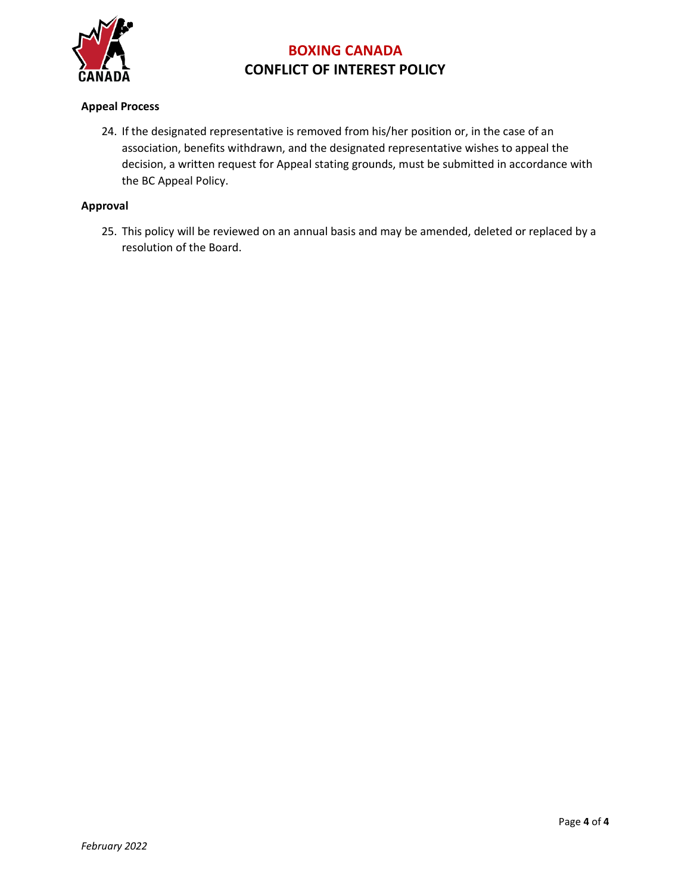**Appeal Process**

24. If the designated representative is removed from his/her position or, in the case of an association, benefits withdrawn, and the designated representative wishes to appeal the decision, a written request for Appeal stating grounds, must be submitted in accordance with the BC Appeal Policy.

**Approval**

25. This policy will be reviewed on an annual basis and may be amended, deleted or replaced by a resolution of the Board.